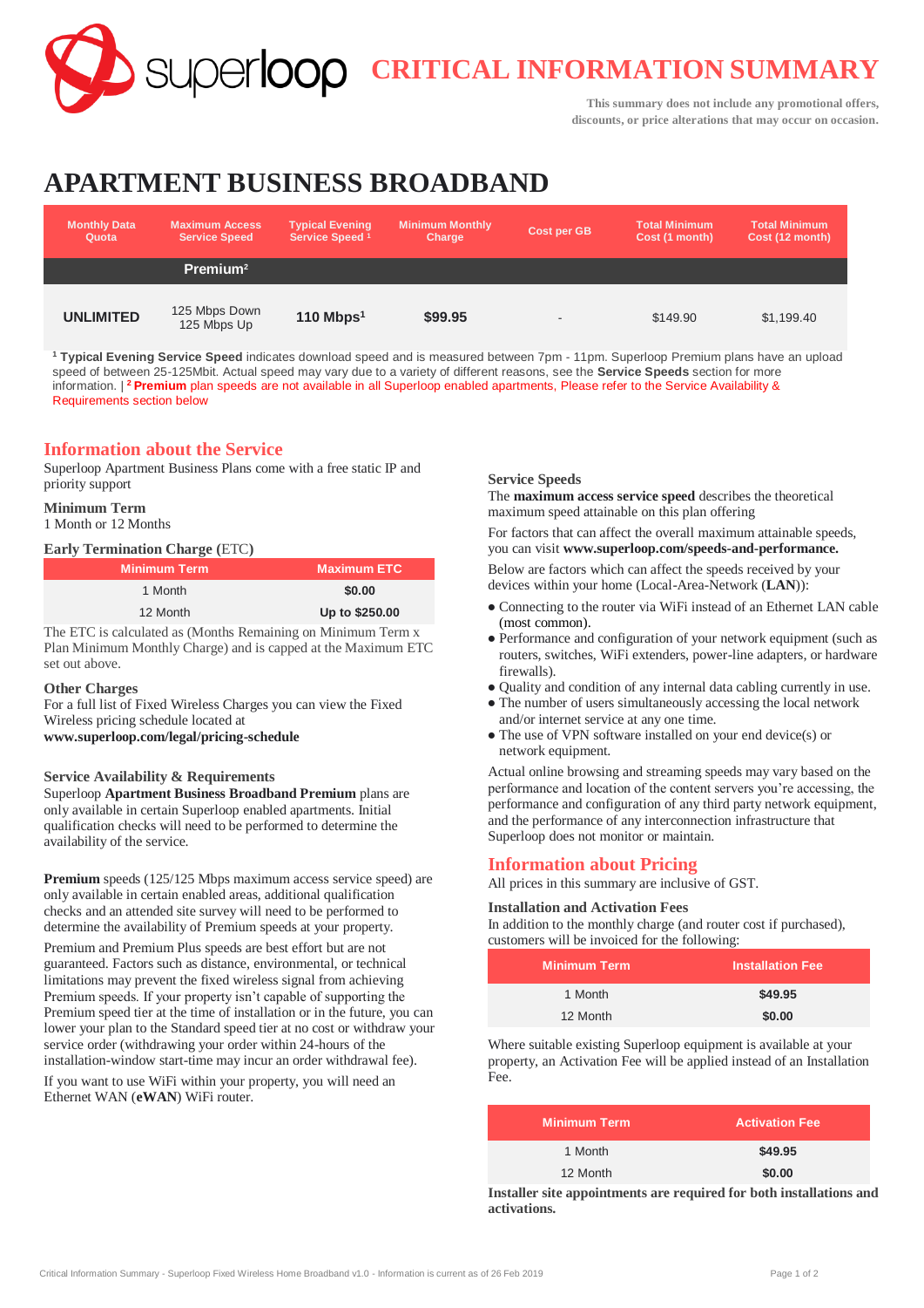# CRITICAL INFORMATION SUMMARY

This summary does not include any promotional offers, discounts, or price alterations that may occur on occasion.

# APARTMENT BUSINESS BROADBAND

| Monthly Data Quota | Maximum Access Service Speed | Typical Evening Service Speed [1] | Minimum Monthly Charge | Cost per GB | Total Minimum Cost (1 month) | Total Minimum Cost (12 month) |
|---|---|---|---|---|---|---|
| | **Premium[2]** | | | | | |
| **UNLIMITED** | 125 Mbps Down 125 Mbps Up | **110 Mbps[1]** | **$99.95** | - | $149.90 | $1,199.40 |

[1] **Typical Evening Service Speed** indicates download speed and is measured between 7pm - 11pm. Superloop Premium plans have an upload speed of between 25-125Mbit. Actual speed may vary due to a variety of different reasons, see the **Service Speeds** section for more information. | [2] **Premium** plan speeds are not available in all Superloop enabled apartments, Please refer to the Service Availability & Requirements section below

## Information about the Service

Superloop Apartment Business Plans come with a free static IP and priority support

### Minimum Term

1 Month or 12 Months

### Early Termination Charge (ETC)

| Minimum Term | Maximum ETC |
|---|---|
| 1 Month | **$0.00** |
| 12 Month | **Up to $250.00** |

The ETC is calculated as (Months Remaining on Minimum Term x Plan Minimum Monthly Charge) and is capped at the Maximum ETC set out above.

### Other Charges

For a full list of Fixed Wireless Charges you can view the Fixed Wireless pricing schedule located at **www.superloop.com/legal/pricing-schedule**

### Service Availability & Requirements

Superloop **Apartment Business Broadband Premium** plans are only available in certain Superloop enabled apartments. Initial qualification checks will need to be performed to determine the availability of the service.

**Premium** speeds (125/125 Mbps maximum access service speed) are only available in certain enabled areas, additional qualification checks and an attended site survey will need to be performed to determine the availability of Premium speeds at your property.

Premium and Premium Plus speeds are best effort but are not guaranteed. Factors such as distance, environmental, or technical limitations may prevent the fixed wireless signal from achieving Premium speeds. If your property isn't capable of supporting the Premium speed tier at the time of installation or in the future, you can lower your plan to the Standard speed tier at no cost or withdraw your service order (withdrawing your order within 24-hours of the installation-window start-time may incur an order withdrawal fee).

If you want to use WiFi within your property, you will need an Ethernet WAN (**eWAN**) WiFi router.

### Service Speeds

The **maximum access service speed** describes the theoretical maximum speed attainable on this plan offering

For factors that can affect the overall maximum attainable speeds, you can visit **www.superloop.com/speeds-and-performance.**

Below are factors which can affect the speeds received by your devices within your home (Local-Area-Network (**LAN**)):

- Connecting to the router via WiFi instead of an Ethernet LAN cable (most common).
- Performance and configuration of your network equipment (such as routers, switches, WiFi extenders, power-line adapters, or hardware firewalls).
- Quality and condition of any internal data cabling currently in use.
- The number of users simultaneously accessing the local network and/or internet service at any one time.
- The use of VPN software installed on your end device(s) or network equipment.

Actual online browsing and streaming speeds may vary based on the performance and location of the content servers you're accessing, the performance and configuration of any third party network equipment, and the performance of any interconnection infrastructure that Superloop does not monitor or maintain.

## Information about Pricing

All prices in this summary are inclusive of GST.

### Installation and Activation Fees

In addition to the monthly charge (and router cost if purchased), customers will be invoiced for the following:

| Minimum Term | Installation Fee |
|---|---|
| 1 Month | **$49.95** |
| 12 Month | **$0.00** |

Where suitable existing Superloop equipment is available at your property, an Activation Fee will be applied instead of an Installation Fee.

| Minimum Term | Activation Fee |
|---|---|
| 1 Month | **$49.95** |
| 12 Month | **$0.00** |

**Installer site appointments are required for both installations and activations.**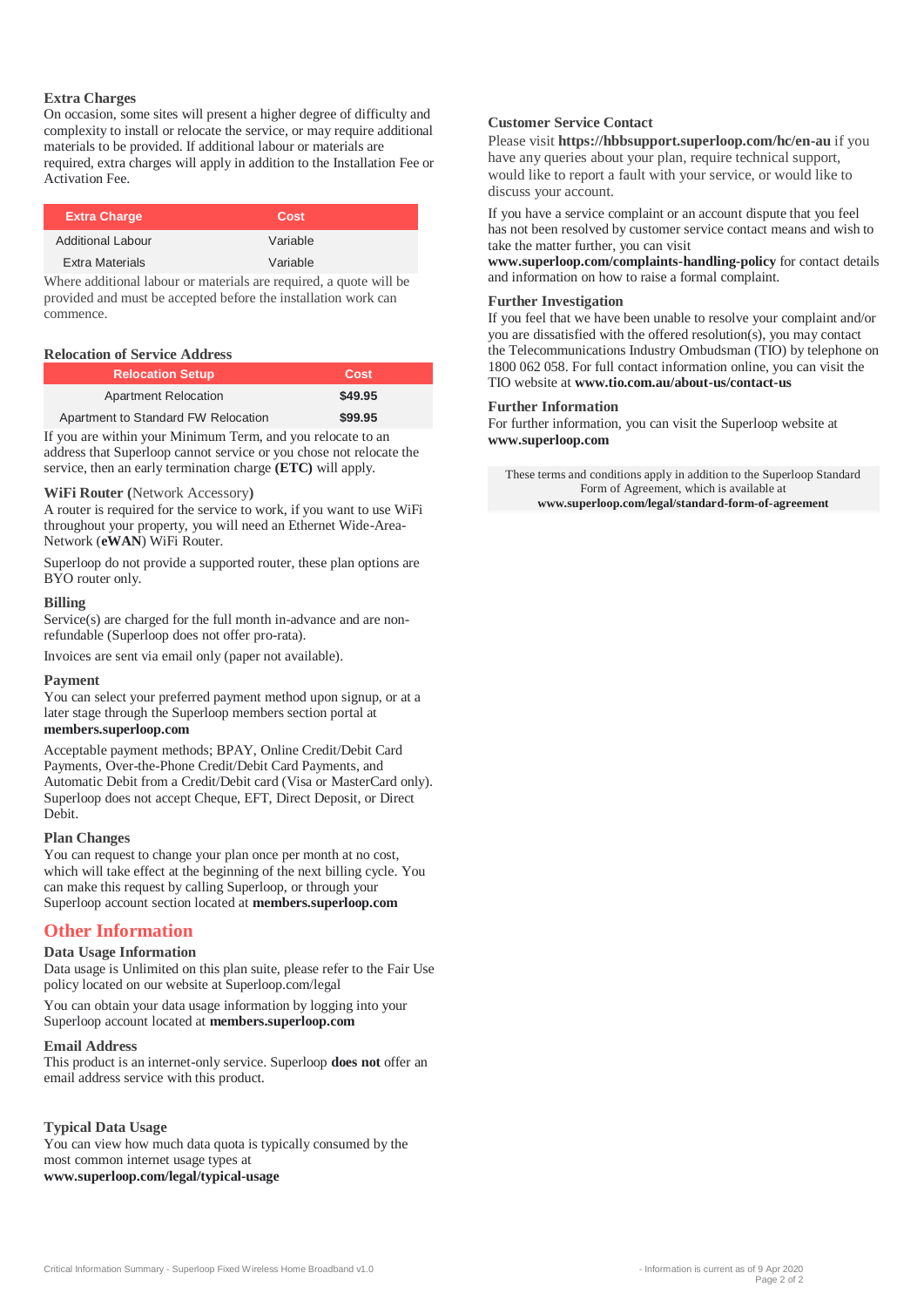### Extra Charges

On occasion, some sites will present a higher degree of difficulty and complexity to install or relocate the service, or may require additional materials to be provided. If additional labour or materials are required, extra charges will apply in addition to the Installation Fee or Activation Fee.

| Extra Charge | Cost |
| --- | --- |
| Additional Labour | Variable |
| Extra Materials | Variable |

Where additional labour or materials are required, a quote will be provided and must be accepted before the installation work can commence.

### Relocation of Service Address

| Relocation Setup | Cost |
| --- | --- |
| Apartment Relocation | **$49.95** |
| Apartment to Standard FW Relocation | **$99.95** |

If you are within your Minimum Term, and you relocate to an address that Superloop cannot service or you chose not relocate the service, then an early termination charge **(ETC)** will apply.

### WiFi Router (Network Accessory)

A router is required for the service to work, if you want to use WiFi throughout your property, you will need an Ethernet Wide-Area-Network (**eWAN**) WiFi Router.

Superloop do not provide a supported router, these plan options are BYO router only.

### Billing

Service(s) are charged for the full month in-advance and are non-refundable (Superloop does not offer pro-rata).

Invoices are sent via email only (paper not available).

### Payment

You can select your preferred payment method upon signup, or at a later stage through the Superloop members section portal at **members.superloop.com**

Acceptable payment methods; BPAY, Online Credit/Debit Card Payments, Over-the-Phone Credit/Debit Card Payments, and Automatic Debit from a Credit/Debit card (Visa or MasterCard only). Superloop does not accept Cheque, EFT, Direct Deposit, or Direct Debit.

### Plan Changes

You can request to change your plan once per month at no cost, which will take effect at the beginning of the next billing cycle. You can make this request by calling Superloop, or through your Superloop account section located at **members.superloop.com**

## Other Information

### Data Usage Information

Data usage is Unlimited on this plan suite, please refer to the Fair Use policy located on our website at Superloop.com/legal

You can obtain your data usage information by logging into your Superloop account located at **members.superloop.com**

### Email Address

This product is an internet-only service. Superloop **does not** offer an email address service with this product.

### Typical Data Usage

You can view how much data quota is typically consumed by the most common internet usage types at **www.superloop.com/legal/typical-usage**

### Customer Service Contact

Please visit **https://hbbsupport.superloop.com/hc/en-au** if you have any queries about your plan, require technical support, would like to report a fault with your service, or would like to discuss your account.

If you have a service complaint or an account dispute that you feel has not been resolved by customer service contact means and wish to take the matter further, you can visit **www.superloop.com/complaints-handling-policy** for contact details and information on how to raise a formal complaint.

### Further Investigation

If you feel that we have been unable to resolve your complaint and/or you are dissatisfied with the offered resolution(s), you may contact the Telecommunications Industry Ombudsman (TIO) by telephone on 1800 062 058. For full contact information online, you can visit the TIO website at **www.tio.com.au/about-us/contact-us**

### Further Information

For further information, you can visit the Superloop website at **www.superloop.com**

These terms and conditions apply in addition to the Superloop Standard Form of Agreement, which is available at **www.superloop.com/legal/standard-form-of-agreement**

Critical Information Summary - Superloop Fixed Wireless Home Broadband v1.0 - Information is current as of 9 Apr 2020